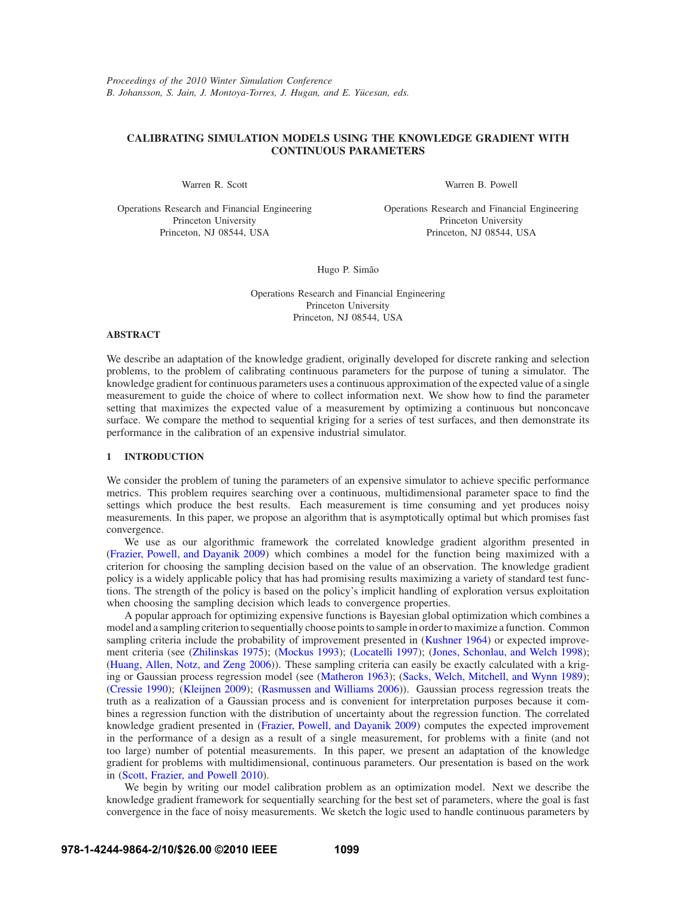*Proceedings of the 2010 Winter Simulation Conference*
*B. Johansson, S. Jain, J. Montoya-Torres, J. Hugan, and E. Yücesan, eds.*

# CALIBRATING SIMULATION MODELS USING THE KNOWLEDGE GRADIENT WITH CONTINUOUS PARAMETERS

Warren R. Scott

Operations Research and Financial Engineering
Princeton University
Princeton, NJ 08544, USA

Warren B. Powell

Operations Research and Financial Engineering
Princeton University
Princeton, NJ 08544, USA

Hugo P. Simão

Operations Research and Financial Engineering
Princeton University
Princeton, NJ 08544, USA

## ABSTRACT

We describe an adaptation of the knowledge gradient, originally developed for discrete ranking and selection problems, to the problem of calibrating continuous parameters for the purpose of tuning a simulator. The knowledge gradient for continuous parameters uses a continuous approximation of the expected value of a single measurement to guide the choice of where to collect information next. We show how to find the parameter setting that maximizes the expected value of a measurement by optimizing a continuous but nonconcave surface. We compare the method to sequential kriging for a series of test surfaces, and then demonstrate its performance in the calibration of an expensive industrial simulator.

## 1 INTRODUCTION

We consider the problem of tuning the parameters of an expensive simulator to achieve specific performance metrics. This problem requires searching over a continuous, multidimensional parameter space to find the settings which produce the best results. Each measurement is time consuming and yet produces noisy measurements. In this paper, we propose an algorithm that is asymptotically optimal but which promises fast convergence.

We use as our algorithmic framework the correlated knowledge gradient algorithm presented in (Frazier, Powell, and Dayanik 2009) which combines a model for the function being maximized with a criterion for choosing the sampling decision based on the value of an observation. The knowledge gradient policy is a widely applicable policy that has had promising results maximizing a variety of standard test functions. The strength of the policy is based on the policy's implicit handling of exploration versus exploitation when choosing the sampling decision which leads to convergence properties.

A popular approach for optimizing expensive functions is Bayesian global optimization which combines a model and a sampling criterion to sequentially choose points to sample in order to maximize a function. Common sampling criteria include the probability of improvement presented in (Kushner 1964) or expected improvement criteria (see (Zhilinskas 1975); (Mockus 1993); (Locatelli 1997); (Jones, Schonlau, and Welch 1998); (Huang, Allen, Notz, and Zeng 2006)). These sampling criteria can easily be exactly calculated with a kriging or Gaussian process regression model (see (Matheron 1963); (Sacks, Welch, Mitchell, and Wynn 1989); (Cressie 1990); (Kleijnen 2009); (Rasmussen and Williams 2006)). Gaussian process regression treats the truth as a realization of a Gaussian process and is convenient for interpretation purposes because it combines a regression function with the distribution of uncertainty about the regression function. The correlated knowledge gradient presented in (Frazier, Powell, and Dayanik 2009) computes the expected improvement in the performance of a design as a result of a single measurement, for problems with a finite (and not too large) number of potential measurements. In this paper, we present an adaptation of the knowledge gradient for problems with multidimensional, continuous parameters. Our presentation is based on the work in (Scott, Frazier, and Powell 2010).

We begin by writing our model calibration problem as an optimization model. Next we describe the knowledge gradient framework for sequentially searching for the best set of parameters, where the goal is fast convergence in the face of noisy measurements. We sketch the logic used to handle continuous parameters by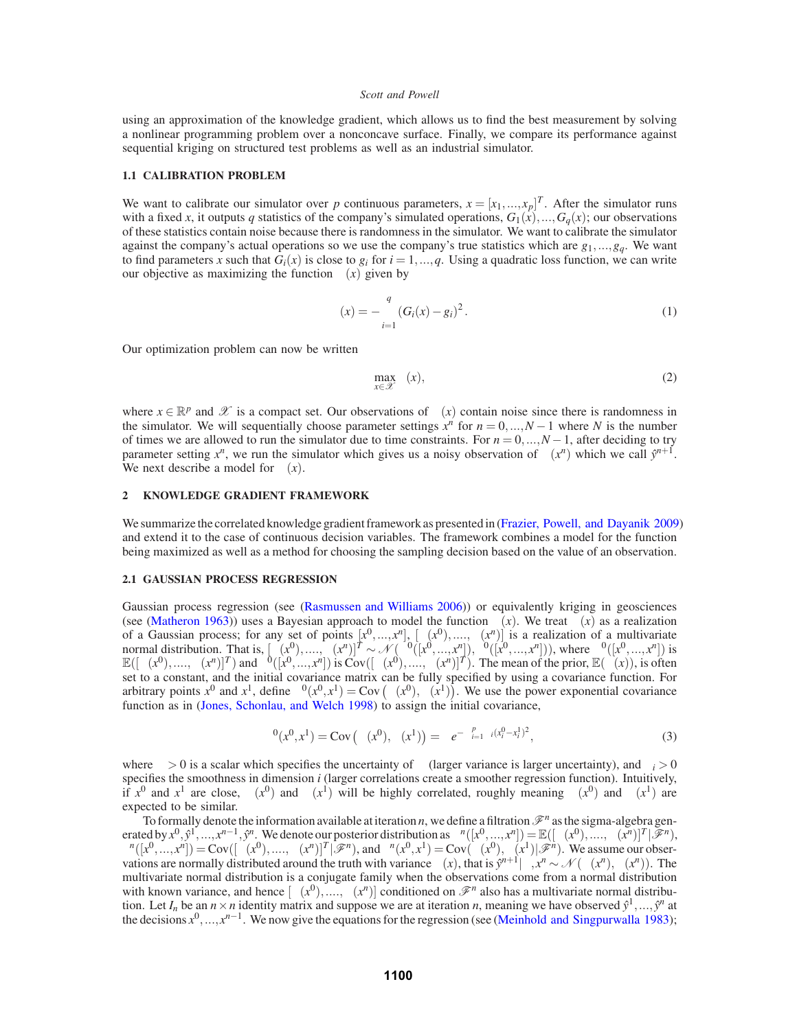using an approximation of the knowledge gradient, which allows us to find the best measurement by solving a nonlinear programming problem over a nonconcave surface. Finally, we compare its performance against sequential kriging on structured test problems as well as an industrial simulator.

### 1.1 CALIBRATION PROBLEM

We want to calibrate our simulator over $p$ continuous parameters, $x = [x_1, ..., x_p]^T$. After the simulator runs with a fixed $x$, it outputs $q$ statistics of the company's simulated operations, $G_1(x), ..., G_q(x)$; our observations of these statistics contain noise because there is randomness in the simulator. We want to calibrate the simulator against the company's actual operations so we use the company's true statistics which are $g_1, ..., g_q$. We want to find parameters $x$ such that $G_i(x)$ is close to $g_i$ for $i = 1, ..., q$. Using a quadratic loss function, we can write our objective as maximizing the function $\mu(x)$ given by

$$\mu(x) = -\sum_{i=1}^{q} (G_i(x) - g_i)^2. \tag{1}$$

Our optimization problem can now be written

$$\max_{x \in \mathscr{X}} \mu(x), \tag{2}$$

where $x \in \mathbb{R}^p$ and $\mathscr{X}$ is a compact set. Our observations of $\mu(x)$ contain noise since there is randomness in the simulator. We will sequentially choose parameter settings $x^n$ for $n = 0, ..., N-1$ where $N$ is the number of times we are allowed to run the simulator due to time constraints. For $n = 0, ..., N-1$, after deciding to try parameter setting $x^n$, we run the simulator which gives us a noisy observation of $\mu(x^n)$ which we call $\hat{y}^{n+1}$. We next describe a model for $\mu(x)$.

## 2 KNOWLEDGE GRADIENT FRAMEWORK

We summarize the correlated knowledge gradient framework as presented in (Frazier, Powell, and Dayanik 2009) and extend it to the case of continuous decision variables. The framework combines a model for the function being maximized as well as a method for choosing the sampling decision based on the value of an observation.

### 2.1 GAUSSIAN PROCESS REGRESSION

Gaussian process regression (see (Rasmussen and Williams 2006)) or equivalently kriging in geosciences (see (Matheron 1963)) uses a Bayesian approach to model the function $\mu(x)$. We treat $\mu(x)$ as a realization of a Gaussian process; for any set of points $[x^0, ..., x^n]$, $[\mu(x^0), ..., \mu(x^n)]$ is a realization of a multivariate normal distribution. That is, $[\mu(x^0), ..., \mu(x^n)]^T \sim \mathscr{N}(\mu^0([x^0, ..., x^n]), \Sigma^0([x^0, ..., x^n]))$, where $\mu^0([x^0, ..., x^n])$ is $\mathbb{E}([\mu(x^0), ..., \mu(x^n)]^T)$ and $\Sigma^0([x^0, ..., x^n])$ is $\text{Cov}([\mu(x^0), ..., \mu(x^n)]^T)$. The mean of the prior, $\mathbb{E}(\mu(x))$, is often set to a constant, and the initial covariance matrix can be fully specified by using a covariance function. For arbitrary points $x^0$ and $x^1$, define $\Sigma^0(x^0, x^1) = \text{Cov}\left(\mu(x^0), \mu(x^1)\right)$. We use the power exponential covariance function as in (Jones, Schonlau, and Welch 1998) to assign the initial covariance,

$$\Sigma^0(x^0, x^1) = \text{Cov}\left(\mu(x^0), \mu(x^1)\right) = \beta e^{-\sum_{i=1}^{p} \alpha_i (x_i^0 - x_i^1)^2}, \tag{3}$$

where $\beta > 0$ is a scalar which specifies the uncertainty of $\mu$ (larger variance is larger uncertainty), and $\alpha_i > 0$ specifies the smoothness in dimension $i$ (larger correlations create a smoother regression function). Intuitively, if $x^0$ and $x^1$ are close, $\mu(x^0)$ and $\mu(x^1)$ will be highly correlated, roughly meaning $\mu(x^0)$ and $\mu(x^1)$ are expected to be similar.

To formally denote the information available at iteration $n$, we define a filtration $\mathscr{F}^n$ as the sigma-algebra generated by $x^0, \hat{y}^1, ..., x^{n-1}, \hat{y}^n$. We denote our posterior distribution as $\mu^n([x^0, ..., x^n]) = \mathbb{E}([\mu(x^0), ..., \mu(x^n)]^T | \mathscr{F}^n)$, $\Sigma^n([x^0, ..., x^n]) = \text{Cov}([\mu(x^0), ..., \mu(x^n)]^T | \mathscr{F}^n)$, and $\Sigma^n(x^0, x^1) = \text{Cov}(\mu(x^0), \mu(x^1) | \mathscr{F}^n)$. We assume our observations are normally distributed around the truth with variance $\lambda(x)$, that is $\hat{y}^{n+1} | \mu, x^n \sim \mathscr{N}(\mu(x^n), \lambda(x^n))$. The multivariate normal distribution is a conjugate family when the observations come from a normal distribution with known variance, and hence $[\mu(x^0), ..., \mu(x^n)]$ conditioned on $\mathscr{F}^n$ also has a multivariate normal distribution. Let $I_n$ be an $n \times n$ identity matrix and suppose we are at iteration $n$, meaning we have observed $\hat{y}^1, ..., \hat{y}^n$ at the decisions $x^0, ..., x^{n-1}$. We now give the equations for the regression (see (Meinhold and Singpurwalla 1983);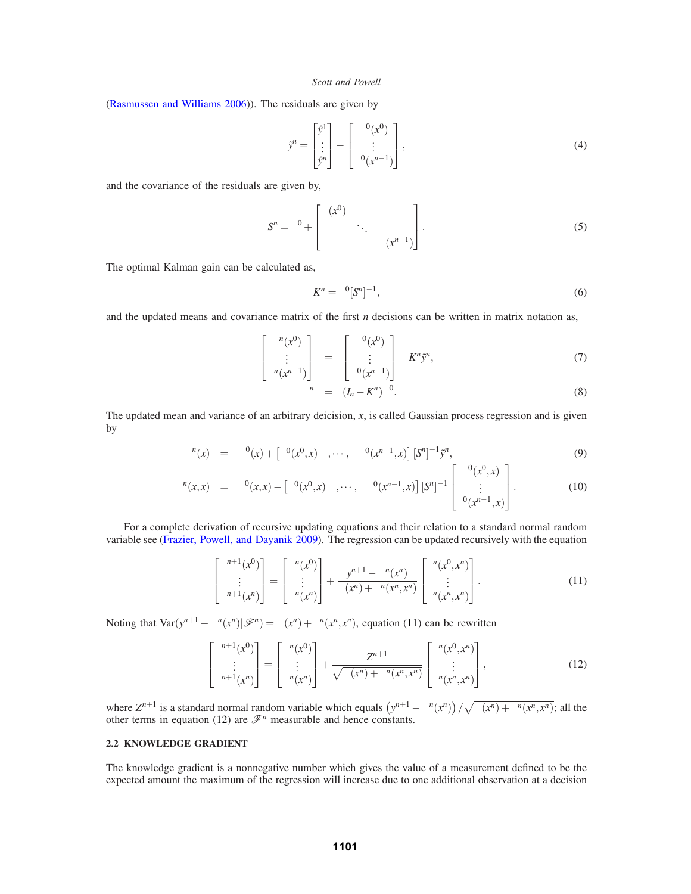(Rasmussen and Williams 2006)). The residuals are given by

$$\tilde{y}^n = \begin{bmatrix} \hat{y}^1 \\ \vdots \\ \hat{y}^n \end{bmatrix} - \begin{bmatrix} {}^{0}(x^0) \\ \vdots \\ {}^{0}(x^{n-1}) \end{bmatrix}, \tag{4}$$

and the covariance of the residuals are given by,

$$S^n = {}^{0} + \begin{bmatrix} (x^0) & & \\ & \ddots & \\ & & (x^{n-1}) \end{bmatrix}. \tag{5}$$

The optimal Kalman gain can be calculated as,

$$K^n = {}^{0}[S^n]^{-1}, \tag{6}$$

and the updated means and covariance matrix of the first $n$ decisions can be written in matrix notation as,

$$\begin{bmatrix} {}^{n}(x^0) \\ \vdots \\ {}^{n}(x^{n-1}) \end{bmatrix} = \begin{bmatrix} {}^{0}(x^0) \\ \vdots \\ {}^{0}(x^{n-1}) \end{bmatrix} + K^n \tilde{y}^n, \tag{7}$$

$${}^{n} = (I_n - K^n)\,{}^{0}. \tag{8}$$

The updated mean and variance of an arbitrary deicision, $x$, is called Gaussian process regression and is given by

$${}^{n}(x) = {}^{0}(x) + \left[ {}^{0}(x^0,x), \cdots, {}^{0}(x^{n-1},x) \right] [S^n]^{-1} \tilde{y}^n, \tag{9}$$

$${}^{n}(x,x) = {}^{0}(x,x) - \left[ {}^{0}(x^0,x), \cdots, {}^{0}(x^{n-1},x) \right] [S^n]^{-1} \begin{bmatrix} {}^{0}(x^0,x) \\ \vdots \\ {}^{0}(x^{n-1},x) \end{bmatrix}. \tag{10}$$

For a complete derivation of recursive updating equations and their relation to a standard normal random variable see (Frazier, Powell, and Dayanik 2009). The regression can be updated recursively with the equation

$$\begin{bmatrix} {}^{n+1}(x^0) \\ \vdots \\ {}^{n+1}(x^n) \end{bmatrix} = \begin{bmatrix} {}^{n}(x^0) \\ \vdots \\ {}^{n}(x^n) \end{bmatrix} + \frac{y^{n+1} - {}^{n}(x^n)}{(x^n) + {}^{n}(x^n,x^n)} \begin{bmatrix} {}^{n}(x^0,x^n) \\ \vdots \\ {}^{n}(x^n,x^n) \end{bmatrix}. \tag{11}$$

Noting that $\mathrm{Var}(y^{n+1} - {}^{n}(x^n)|\mathscr{F}^n) = (x^n) + {}^{n}(x^n,x^n)$, equation (11) can be rewritten

$$\begin{bmatrix} {}^{n+1}(x^0) \\ \vdots \\ {}^{n+1}(x^n) \end{bmatrix} = \begin{bmatrix} {}^{n}(x^0) \\ \vdots \\ {}^{n}(x^n) \end{bmatrix} + \frac{Z^{n+1}}{\sqrt{(x^n) + {}^{n}(x^n,x^n)}} \begin{bmatrix} {}^{n}(x^0,x^n) \\ \vdots \\ {}^{n}(x^n,x^n) \end{bmatrix}, \tag{12}$$

where $Z^{n+1}$ is a standard normal random variable which equals $\left(y^{n+1} - {}^{n}(x^n)\right) / \sqrt{(x^n) + {}^{n}(x^n,x^n)}$; all the other terms in equation (12) are $\mathscr{F}^n$ measurable and hence constants.

### 2.2 KNOWLEDGE GRADIENT

The knowledge gradient is a nonnegative number which gives the value of a measurement defined to be the expected amount the maximum of the regression will increase due to one additional observation at a decision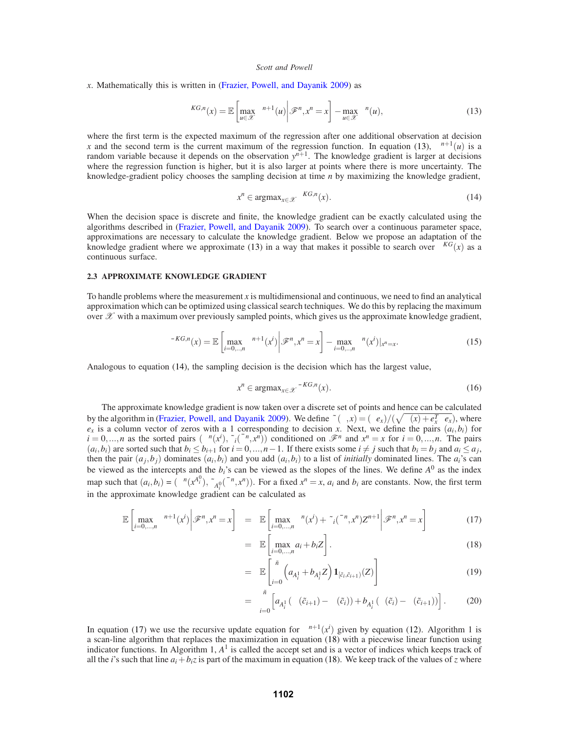$x$. Mathematically this is written in (Frazier, Powell, and Dayanik 2009) as

$$\nu^{KG,n}(x) = \mathbb{E}\left[\max_{u\in\mathscr{X}} \mu^{n+1}(u)\middle|\mathscr{F}^n, x^n = x\right] - \max_{u\in\mathscr{X}} \mu^n(u), \tag{13}$$

where the first term is the expected maximum of the regression after one additional observation at decision $x$ and the second term is the current maximum of the regression function. In equation (13), $\mu^{n+1}(u)$ is a random variable because it depends on the observation $y^{n+1}$. The knowledge gradient is larger at decisions where the regression function is higher, but it is also larger at points where there is more uncertainty. The knowledge-gradient policy chooses the sampling decision at time $n$ by maximizing the knowledge gradient,

$$x^n \in \mathrm{argmax}_{x\in\mathscr{X}} \nu^{KG,n}(x). \tag{14}$$

When the decision space is discrete and finite, the knowledge gradient can be exactly calculated using the algorithms described in (Frazier, Powell, and Dayanik 2009). To search over a continuous parameter space, approximations are necessary to calculate the knowledge gradient. Below we propose an adaptation of the knowledge gradient where we approximate (13) in a way that makes it possible to search over $\nu^{KG}(x)$ as a continuous surface.

### 2.3 APPROXIMATE KNOWLEDGE GRADIENT

To handle problems where the measurement $x$ is multidimensional and continuous, we need to find an analytical approximation which can be optimized using classical search techniques. We do this by replacing the maximum over $\mathscr{X}$ with a maximum over previously sampled points, which gives us the approximate knowledge gradient,

$$\bar{\nu}^{KG,n}(x) = \mathbb{E}\left[\max_{i=0,..,n} \mu^{n+1}(x^i)\middle|\mathscr{F}^n, x^n = x\right] - \max_{i=0,..,n} \mu^n(x^i)|_{x^n=x}. \tag{15}$$

Analogous to equation (14), the sampling decision is the decision which has the largest value,

$$x^n \in \mathrm{argmax}_{x\in\mathscr{X}} \bar{\nu}^{KG,n}(x). \tag{16}$$

The approximate knowledge gradient is now taken over a discrete set of points and hence can be calculated by the algorithm in (Frazier, Powell, and Dayanik 2009). We define $\tilde{\sigma}(\Sigma, x) = (\Sigma e_x)/(\sqrt{\lambda(x) + e_x^T \Sigma e_x})$, where $e_x$ is a column vector of zeros with a 1 corresponding to decision $x$. Next, we define the pairs $(a_i, b_i)$ for $i = 0,...,n$ as the sorted pairs $(\mu^n(x^i), \tilde{\sigma}_i(\bar{\Sigma}^n, x^n))$ conditioned on $\mathscr{F}^n$ and $x^n = x$ for $i = 0,...,n$. The pairs $(a_i, b_i)$ are sorted such that $b_i \leq b_{i+1}$ for $i = 0,...,n-1$. If there exists some $i \neq j$ such that $b_i = b_j$ and $a_i \leq a_j$, then the pair $(a_j, b_j)$ dominates $(a_i, b_i)$ and you add $(a_i, b_i)$ to a list of *initially* dominated lines. The $a_i$'s can be viewed as the intercepts and the $b_i$'s can be viewed as the slopes of the lines. We define $A^0$ as the index map such that $(a_i, b_i) = (\mu^n(x^{A_i^0}), \tilde{\sigma}_{A_i^0}(\bar{\Sigma}^n, x^n))$. For a fixed $x^n = x$, $a_i$ and $b_i$ are constants. Now, the first term in the approximate knowledge gradient can be calculated as

$$\begin{aligned}
\mathbb{E}\left[\max_{i=0,...,n} \mu^{n+1}(x^i)\middle|\mathscr{F}^n, x^n = x\right] &= \mathbb{E}\left[\max_{i=0,...,n} \mu^n(x^i) + \tilde{\sigma}_i(\bar{\Sigma}^n, x^n)Z^{n+1}\middle|\mathscr{F}^n, x^n = x\right] && (17)\\
&= \mathbb{E}\left[\max_{i=0,...,n} a_i + b_i Z\right]. && (18)\\
&= \mathbb{E}\left[\sum_{i=0}^{\tilde{n}} \left(a_{A_i^1} + b_{A_i^1} Z\right) \mathbf{1}_{[\tilde{c}_i, \tilde{c}_{i+1})}(Z)\right] && (19)\\
&= \sum_{i=0}^{\tilde{n}} \left[a_{A_i^1}(\Phi(\tilde{c}_{i+1}) - \Phi(\tilde{c}_i)) + b_{A_i^1}(\phi(\tilde{c}_i) - \phi(\tilde{c}_{i+1}))\right]. && (20)
\end{aligned}$$

In equation (17) we use the recursive update equation for $\mu^{n+1}(x^i)$ given by equation (12). Algorithm 1 is a scan-line algorithm that replaces the maximization in equation (18) with a piecewise linear function using indicator functions. In Algorithm 1, $A^1$ is called the accept set and is a vector of indices which keeps track of all the $i$'s such that line $a_i + b_i z$ is part of the maximum in equation (18). We keep track of the values of $z$ where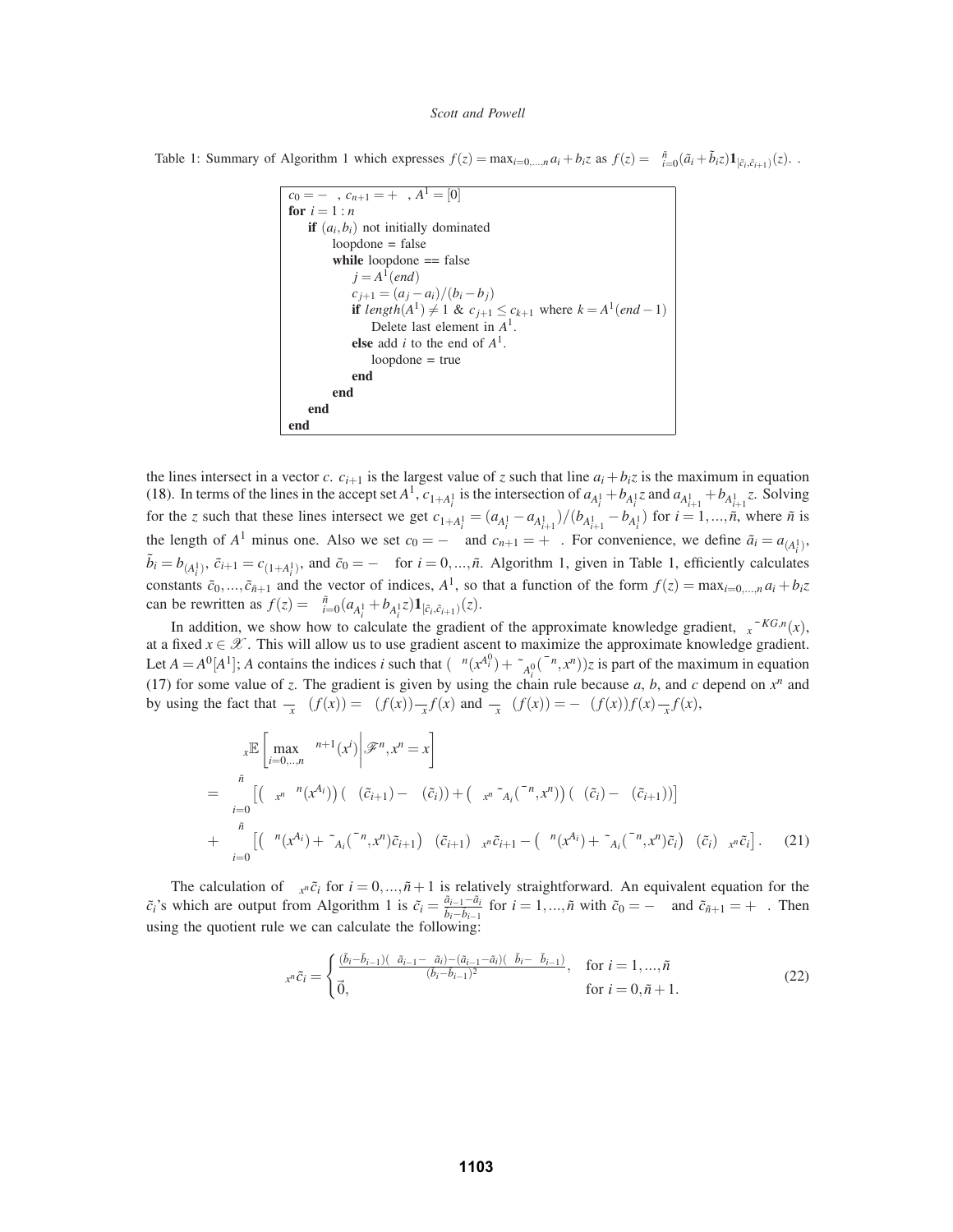Table 1: Summary of Algorithm 1 which expresses $f(z) = \max_{i=0,...,n} a_i + b_i z$ as $f(z) = \sum_{i=0}^{\tilde{n}} (\tilde{a}_i + \tilde{b}_i z) \mathbf{1}_{[\tilde{c}_i, \tilde{c}_{i+1})}(z)$. .

```
c_0 = −∞, c_{n+1} = +∞, A^1 = [0]
for i = 1 : n
    if (a_i, b_i) not initially dominated
        loopdone = false
        while loopdone == false
            j = A^1(end)
            c_{j+1} = (a_j − a_i)/(b_i − b_j)
            if length(A^1) ≠ 1 & c_{j+1} ≤ c_{k+1} where k = A^1(end−1)
                Delete last element in A^1.
            else add i to the end of A^1.
                loopdone = true
            end
        end
    end
end
```

the lines intersect in a vector $c$. $c_{i+1}$ is the largest value of $z$ such that line $a_i + b_i z$ is the maximum in equation (18). In terms of the lines in the accept set $A^1$, $c_{1+A_i^1}$ is the intersection of $a_{A_i^1} + b_{A_i^1} z$ and $a_{A_{i+1}^1} + b_{A_{i+1}^1} z$. Solving for the $z$ such that these lines intersect we get $c_{1+A_i^1} = (a_{A_i^1} - a_{A_{i+1}^1})/(b_{A_{i+1}^1} - b_{A_i^1})$ for $i = 1,...,\tilde{n}$, where $\tilde{n}$ is the length of $A^1$ minus one. Also we set $c_0 = -\infty$ and $c_{n+1} = +\infty$. For convenience, we define $\tilde{a}_i = a_{(A_i^1)}$, $\tilde{b}_i = b_{(A_i^1)}$, $\tilde{c}_{i+1} = c_{(1+A_i^1)}$, and $\tilde{c}_0 = -\infty$ for $i = 0,...,\tilde{n}$. Algorithm 1, given in Table 1, efficiently calculates constants $\tilde{c}_0, ..., \tilde{c}_{\tilde{n}+1}$ and the vector of indices, $A^1$, so that a function of the form $f(z) = \max_{i=0,...,n} a_i + b_i z$ can be rewritten as $f(z) = \sum_{i=0}^{\tilde{n}} (a_{A_i^1} + b_{A_i^1} z) \mathbf{1}_{[\tilde{c}_i, \tilde{c}_{i+1})}(z)$.

In addition, we show how to calculate the gradient of the approximate knowledge gradient, $\nabla_x \bar{\nu}^{KG,n}(x)$, at a fixed $x \in \mathscr{X}$. This will allow us to use gradient ascent to maximize the approximate knowledge gradient. Let $A = A^0[A^1]$; $A$ contains the indices $i$ such that $(\mu^n(x_i^{A^0}) + \tilde{\sigma}_{A_i^0}(\Sigma^n, x^n))z$ is part of the maximum in equation (17) for some value of $z$. The gradient is given by using the chain rule because $a$, $b$, and $c$ depend on $x^n$ and by using the fact that $\frac{\partial}{\partial x} \Phi(f(x)) = \phi(f(x)) \frac{\partial}{\partial x} f(x)$ and $\frac{\partial}{\partial x} \phi(f(x)) = -\phi(f(x)) f(x) \frac{\partial}{\partial x} f(x)$,

$$
\begin{aligned}
& \nabla_x \mathbb{E}\left[ \max_{i=0,...,n} \mu^{n+1}(x^i) \middle| \mathscr{F}^n, x^n = x \right] \\
= & \sum_{i=0}^{\tilde{n}} \left[ \left( \nabla_{x^n} \mu^n(x^{A_i}) \right) \left( \Phi(\tilde{c}_{i+1}) - \Phi(\tilde{c}_i) \right) + \left( \nabla_{x^n} \tilde{\sigma}_{A_i}(\Sigma^n, x^n) \right) \left( \phi(\tilde{c}_i) - \phi(\tilde{c}_{i+1}) \right) \right] \\
+ & \sum_{i=0}^{\tilde{n}} \left[ \left( \mu^n(x^{A_i}) + \tilde{\sigma}_{A_i}(\Sigma^n, x^n) \tilde{c}_{i+1} \right) \phi(\tilde{c}_{i+1}) \nabla_{x^n} \tilde{c}_{i+1} - \left( \mu^n(x^{A_i}) + \tilde{\sigma}_{A_i}(\Sigma^n, x^n) \tilde{c}_i \right) \phi(\tilde{c}_i) \nabla_{x^n} \tilde{c}_i \right]. \quad (21)
\end{aligned}
$$

The calculation of $\nabla_{x^n} \tilde{c}_i$ for $i = 0, ..., \tilde{n}+1$ is relatively straightforward. An equivalent equation for the $\tilde{c}_i$'s which are output from Algorithm 1 is $\tilde{c}_i = \frac{\tilde{a}_{i-1} - \tilde{a}_i}{\tilde{b}_i - \tilde{b}_{i-1}}$ for $i = 1, ..., \tilde{n}$ with $\tilde{c}_0 = -\infty$ and $\tilde{c}_{\tilde{n}+1} = +\infty$. Then using the quotient rule we can calculate the following:

$$
\nabla_{x^n} \tilde{c}_i = \begin{cases} \frac{(\tilde{b}_i - \tilde{b}_{i-1})(\nabla \tilde{a}_{i-1} - \nabla \tilde{a}_i) - (\tilde{a}_{i-1} - \tilde{a}_i)(\nabla \tilde{b}_i - \nabla \tilde{b}_{i-1})}{(\tilde{b}_i - \tilde{b}_{i-1})^2}, & \text{for } i = 1, ..., \tilde{n} \\ \vec{0}, & \text{for } i = 0, \tilde{n}+1. \end{cases} \quad (22)
$$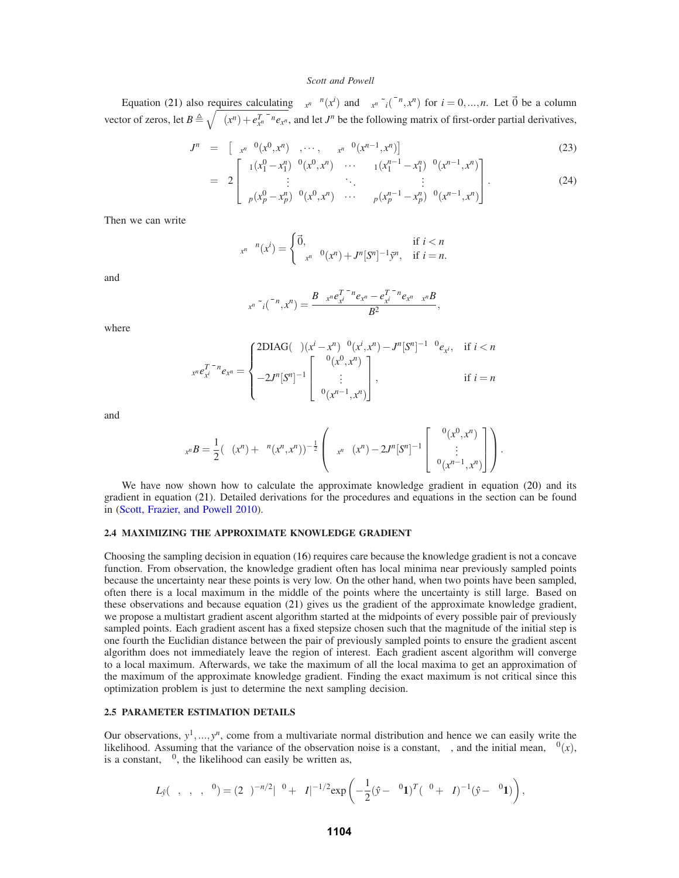Equation (21) also requires calculating $\nabla_{x^n}\tilde{a}^n(x^i)$ and $\nabla_{x^n}\tilde{b}_i(\bar{\Sigma}^n, x^n)$ for $i = 0, ..., n$. Let $\vec{0}$ be a column vector of zeros, let $B \triangleq \sqrt{\lambda(x^n) + e_{x^n}^T \bar{\Sigma}^n e_{x^n}}$, and let $J^n$ be the following matrix of first-order partial derivatives,

$$
\begin{aligned}
J^n &= \left[ \nabla_{x^n}\Sigma^0(x^0, x^n), \cdots, \nabla_{x^n}\Sigma^0(x^{n-1}, x^n) \right] &(23)\\
&= 2 \begin{bmatrix} \alpha_1(x_1^0 - x_1^n)\Sigma^0(x^0, x^n) & \cdots & \alpha_1(x_1^{n-1} - x_1^n)\Sigma^0(x^{n-1}, x^n) \\ \vdots & \ddots & \vdots \\ \alpha_p(x_p^0 - x_p^n)\Sigma^0(x^0, x^n) & \cdots & \alpha_p(x_p^{n-1} - x_p^n)\Sigma^0(x^{n-1}, x^n) \end{bmatrix}. &(24)
\end{aligned}
$$

Then we can write

$$
\nabla_{x^n}\tilde{a}^n(x^i) = \begin{cases} \vec{0}, & \text{if } i < n \\ \nabla_{x^n}\mu^0(x^n) + J^n[S^n]^{-1}\tilde{y}^n, & \text{if } i = n. \end{cases}
$$

and

$$
\nabla_{x^n}\tilde{b}_i(\bar{\Sigma}^n, x^n) = \frac{B\nabla_{x^n}e_{x^i}^T\bar{\Sigma}^n e_{x^n} - e_{x^i}^T\bar{\Sigma}^n e_{x^n}\nabla_{x^n}B}{B^2},
$$

where

$$
\nabla_{x^n}e_{x^i}^T\bar{\Sigma}^n e_{x^n} = \begin{cases} 2\text{DIAG}(\alpha)(x^i - x^n)\Sigma^0(x^i, x^n) - J^n[S^n]^{-1}\Sigma^0 e_{x^i}, & \text{if } i < n \\ -2J^n[S^n]^{-1}\begin{bmatrix} \Sigma^0(x^0, x^n) \\ \vdots \\ \Sigma^0(x^{n-1}, x^n) \end{bmatrix}, & \text{if } i = n \end{cases}
$$

and

$$
\nabla_{x^n}B = \frac{1}{2}(\lambda(x^n) + \Sigma^n(x^n, x^n))^{-\frac{1}{2}} \left( \nabla_{x^n}\lambda(x^n) - 2J^n[S^n]^{-1}\begin{bmatrix} \Sigma^0(x^0, x^n) \\ \vdots \\ \Sigma^0(x^{n-1}, x^n) \end{bmatrix} \right).
$$

We have now shown how to calculate the approximate knowledge gradient in equation (20) and its gradient in equation (21). Detailed derivations for the procedures and equations in the section can be found in (Scott, Frazier, and Powell 2010).

### 2.4 MAXIMIZING THE APPROXIMATE KNOWLEDGE GRADIENT

Choosing the sampling decision in equation (16) requires care because the knowledge gradient is not a concave function. From observation, the knowledge gradient often has local minima near previously sampled points because the uncertainty near these points is very low. On the other hand, when two points have been sampled, often there is a local maximum in the middle of the points where the uncertainty is still large. Based on these observations and because equation (21) gives us the gradient of the approximate knowledge gradient, we propose a multistart gradient ascent algorithm started at the midpoints of every possible pair of previously sampled points. Each gradient ascent has a fixed stepsize chosen such that the magnitude of the initial step is one fourth the Euclidian distance between the pair of previously sampled points to ensure the gradient ascent algorithm does not immediately leave the region of interest. Each gradient ascent algorithm will converge to a local maximum. Afterwards, we take the maximum of all the local maxima to get an approximation of the maximum of the approximate knowledge gradient. Finding the exact maximum is not critical since this optimization problem is just to determine the next sampling decision.

### 2.5 PARAMETER ESTIMATION DETAILS

Our observations, $y^1, ..., y^n$, come from a multivariate normal distribution and hence we can easily write the likelihood. Assuming that the variance of the observation noise is a constant, $\lambda$, and the initial mean, $\mu^0(x)$, is a constant, $\mu^0$, the likelihood can easily be written as,

$$
L_{\hat{y}}(\alpha, \beta, \lambda, \mu^0) = (2\pi)^{-n/2}|\Sigma^0 + \lambda I|^{-1/2}\exp\left( -\frac{1}{2}(\hat{y} - \mu^0\mathbf{1})^T(\Sigma^0 + \lambda I)^{-1}(\hat{y} - \mu^0\mathbf{1}) \right),
$$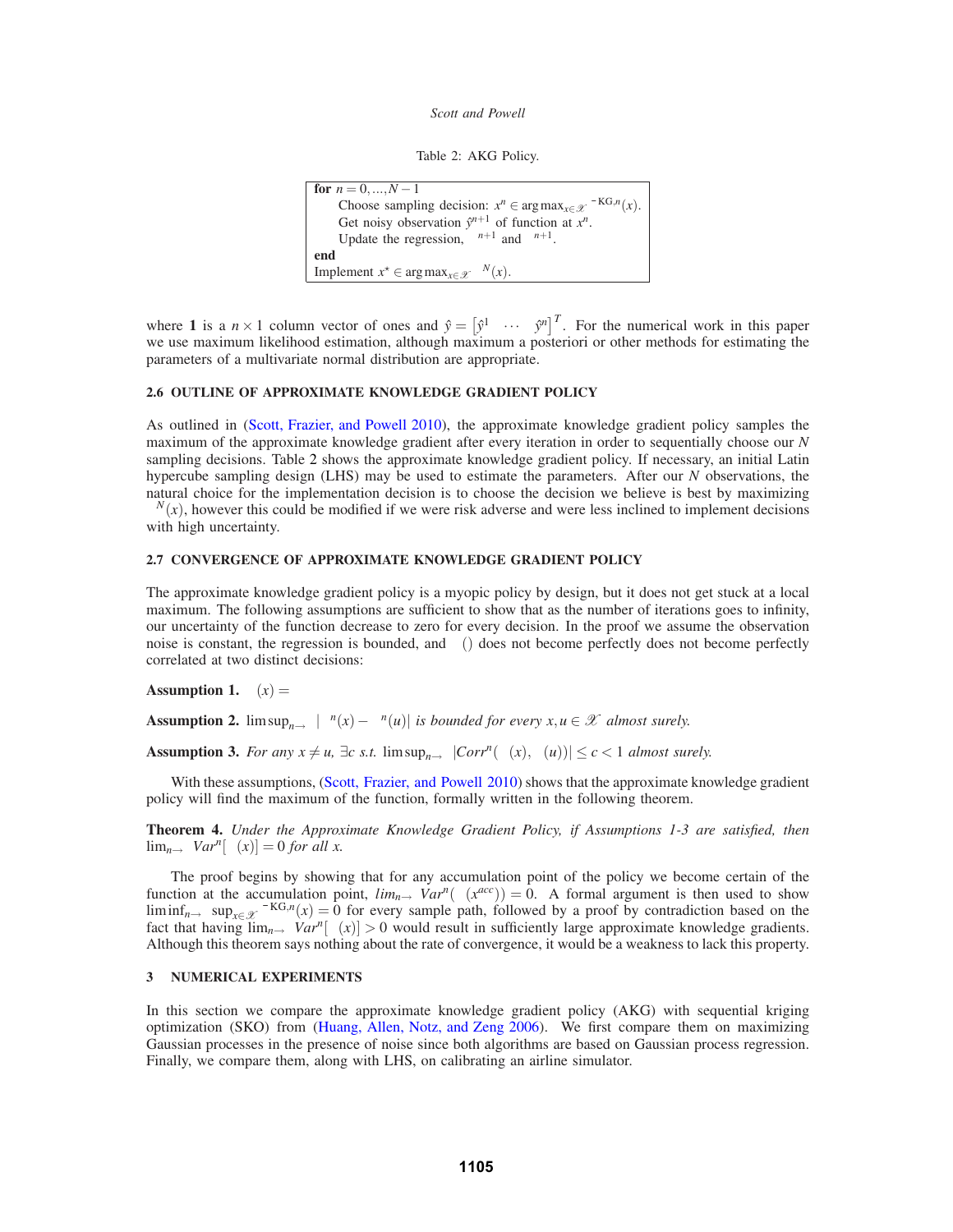Table 2: AKG Policy.

```
for n = 0,...,N − 1
    Choose sampling decision: x^n ∈ argmax_{x∈𝒳} ¯KG,n(x).
    Get noisy observation ŷ^{n+1} of function at x^n.
    Update the regression, ^{n+1} and ^{n+1}.
end
Implement x* ∈ argmax_{x∈𝒳} ^N(x).
```

where $\mathbf{1}$ is a $n \times 1$ column vector of ones and $\hat{y} = \left[\hat{y}^1 \quad \cdots \quad \hat{y}^n\right]^T$. For the numerical work in this paper we use maximum likelihood estimation, although maximum a posteriori or other methods for estimating the parameters of a multivariate normal distribution are appropriate.

### 2.6 OUTLINE OF APPROXIMATE KNOWLEDGE GRADIENT POLICY

As outlined in (Scott, Frazier, and Powell 2010), the approximate knowledge gradient policy samples the maximum of the approximate knowledge gradient after every iteration in order to sequentially choose our $N$ sampling decisions. Table 2 shows the approximate knowledge gradient policy. If necessary, an initial Latin hypercube sampling design (LHS) may be used to estimate the parameters. After our $N$ observations, the natural choice for the implementation decision is to choose the decision we believe is best by maximizing ${}^N(x)$, however this could be modified if we were risk adverse and were less inclined to implement decisions with high uncertainty.

### 2.7 CONVERGENCE OF APPROXIMATE KNOWLEDGE GRADIENT POLICY

The approximate knowledge gradient policy is a myopic policy by design, but it does not get stuck at a local maximum. The following assumptions are sufficient to show that as the number of iterations goes to infinity, our uncertainty of the function decrease to zero for every decision. In the proof we assume the observation noise is constant, the regression is bounded, and $()$ does not become perfectly does not become perfectly correlated at two distinct decisions:

**Assumption 1.** $(x) =$

**Assumption 2.** $\limsup_{n\to} \; | \; {}^n(x) - {}^n(u)|$ *is bounded for every $x, u \in \mathcal{X}$ almost surely.*

**Assumption 3.** *For any $x \neq u$, $\exists c$ s.t. $\limsup_{n\to} \; |Corr^n( \; (x), \; (u))| \leq c < 1$ almost surely.*

With these assumptions, (Scott, Frazier, and Powell 2010) shows that the approximate knowledge gradient policy will find the maximum of the function, formally written in the following theorem.

**Theorem 4.** *Under the Approximate Knowledge Gradient Policy, if Assumptions 1-3 are satisfied, then $\lim_{n\to} \; Var^n[ \; (x)] = 0$ for all $x$.*

The proof begins by showing that for any accumulation point of the policy we become certain of the function at the accumulation point, $lim_{n\to} \; Var^n( \; (x^{acc})) = 0$. A formal argument is then used to show $\liminf_{n\to} \; \sup_{x\in\mathcal{X}} {}^{-\mathrm{KG},n}(x) = 0$ for every sample path, followed by a proof by contradiction based on the fact that having $\lim_{n\to} \; Var^n[ \; (x)] > 0$ would result in sufficiently large approximate knowledge gradients. Although this theorem says nothing about the rate of convergence, it would be a weakness to lack this property.

## 3 NUMERICAL EXPERIMENTS

In this section we compare the approximate knowledge gradient policy (AKG) with sequential kriging optimization (SKO) from (Huang, Allen, Notz, and Zeng 2006). We first compare them on maximizing Gaussian processes in the presence of noise since both algorithms are based on Gaussian process regression. Finally, we compare them, along with LHS, on calibrating an airline simulator.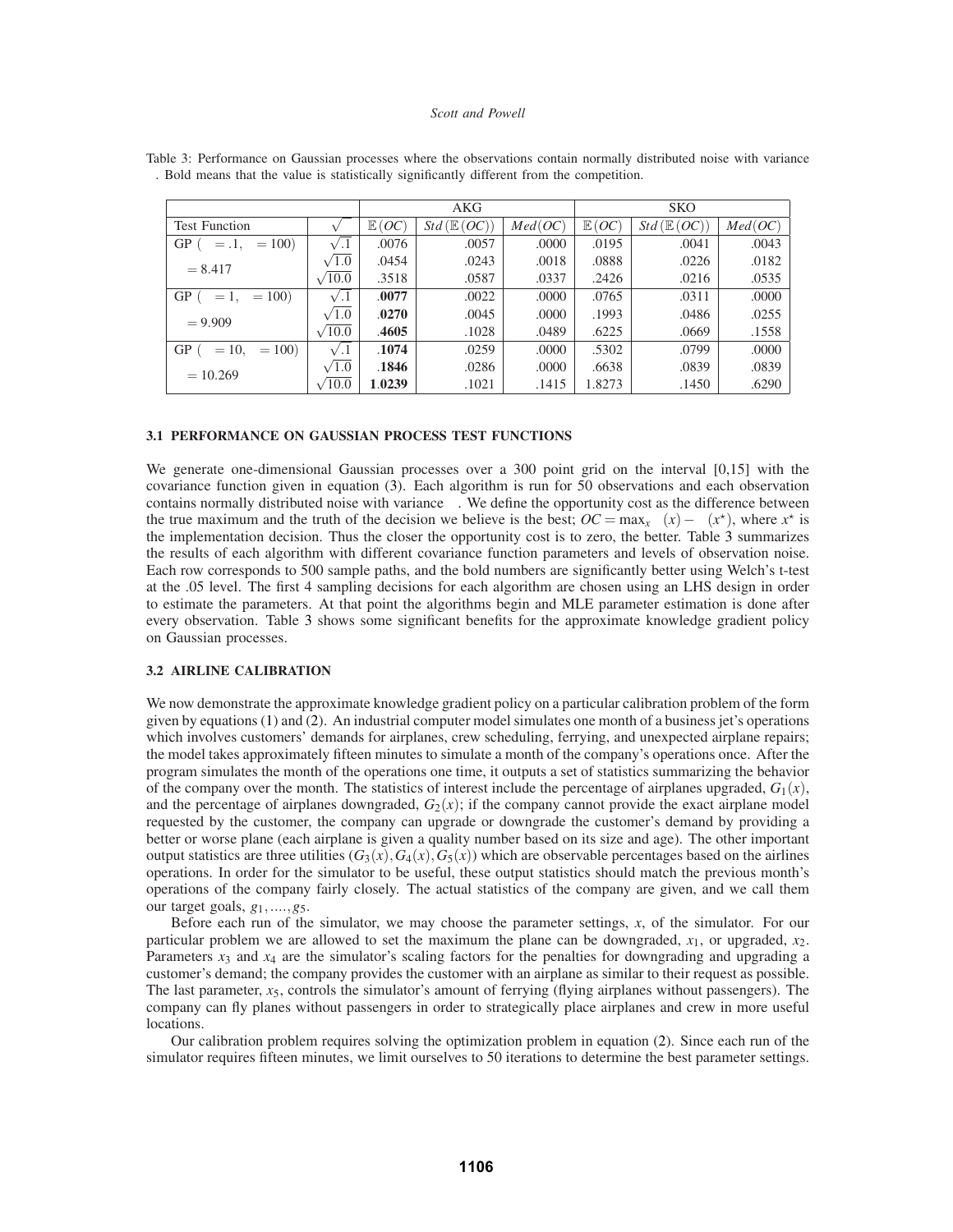Table 3: Performance on Gaussian processes where the observations contain normally distributed noise with variance . Bold means that the value is statistically significantly different from the competition.

| | | AKG | | | SKO | | |
|---|---|---|---|---|---|---|---|
| Test Function | $\sqrt{\ }$ | $\mathbb{E}(OC)$ | $Std(\mathbb{E}(OC))$ | $Med(OC)$ | $\mathbb{E}(OC)$ | $Std(\mathbb{E}(OC))$ | $Med(OC)$ |
| GP ( $= .1$, $= 100$) | $\sqrt{.1}$ | .0076 | .0057 | .0000 | .0195 | .0041 | .0043 |
| $= 8.417$ | $\sqrt{1.0}$ | .0454 | .0243 | .0018 | .0888 | .0226 | .0182 |
| | $\sqrt{10.0}$ | .3518 | .0587 | .0337 | .2426 | .0216 | .0535 |
| GP ( $= 1$, $= 100$) | $\sqrt{.1}$ | **.0077** | .0022 | .0000 | .0765 | .0311 | .0000 |
| $= 9.909$ | $\sqrt{1.0}$ | **.0270** | .0045 | .0000 | .1993 | .0486 | .0255 |
| | $\sqrt{10.0}$ | **.4605** | .1028 | .0489 | .6225 | .0669 | .1558 |
| GP ( $= 10$, $= 100$) | $\sqrt{.1}$ | **.1074** | .0259 | .0000 | .5302 | .0799 | .0000 |
| $= 10.269$ | $\sqrt{1.0}$ | **.1846** | .0286 | .0000 | .6638 | .0839 | .0839 |
| | $\sqrt{10.0}$ | **1.0239** | .1021 | .1415 | 1.8273 | .1450 | .6290 |

### 3.1 PERFORMANCE ON GAUSSIAN PROCESS TEST FUNCTIONS

We generate one-dimensional Gaussian processes over a 300 point grid on the interval [0,15] with the covariance function given in equation (3). Each algorithm is run for 50 observations and each observation contains normally distributed noise with variance . We define the opportunity cost as the difference between the true maximum and the truth of the decision we believe is the best; $OC = \max_x (x) - (x^\star)$, where $x^\star$ is the implementation decision. Thus the closer the opportunity cost is to zero, the better. Table 3 summarizes the results of each algorithm with different covariance function parameters and levels of observation noise. Each row corresponds to 500 sample paths, and the bold numbers are significantly better using Welch's t-test at the .05 level. The first 4 sampling decisions for each algorithm are chosen using an LHS design in order to estimate the parameters. At that point the algorithms begin and MLE parameter estimation is done after every observation. Table 3 shows some significant benefits for the approximate knowledge gradient policy on Gaussian processes.

### 3.2 AIRLINE CALIBRATION

We now demonstrate the approximate knowledge gradient policy on a particular calibration problem of the form given by equations (1) and (2). An industrial computer model simulates one month of a business jet's operations which involves customers' demands for airplanes, crew scheduling, ferrying, and unexpected airplane repairs; the model takes approximately fifteen minutes to simulate a month of the company's operations once. After the program simulates the month of the operations one time, it outputs a set of statistics summarizing the behavior of the company over the month. The statistics of interest include the percentage of airplanes upgraded, $G_1(x)$, and the percentage of airplanes downgraded, $G_2(x)$; if the company cannot provide the exact airplane model requested by the customer, the company can upgrade or downgrade the customer's demand by providing a better or worse plane (each airplane is given a quality number based on its size and age). The other important output statistics are three utilities $(G_3(x), G_4(x), G_5(x))$ which are observable percentages based on the airlines operations. In order for the simulator to be useful, these output statistics should match the previous month's operations of the company fairly closely. The actual statistics of the company are given, and we call them our target goals, $g_1, \ldots, g_5$.

Before each run of the simulator, we may choose the parameter settings, $x$, of the simulator. For our particular problem we are allowed to set the maximum the plane can be downgraded, $x_1$, or upgraded, $x_2$. Parameters $x_3$ and $x_4$ are the simulator's scaling factors for the penalties for downgrading and upgrading a customer's demand; the company provides the customer with an airplane as similar to their request as possible. The last parameter, $x_5$, controls the simulator's amount of ferrying (flying airplanes without passengers). The company can fly planes without passengers in order to strategically place airplanes and crew in more useful locations.

Our calibration problem requires solving the optimization problem in equation (2). Since each run of the simulator requires fifteen minutes, we limit ourselves to 50 iterations to determine the best parameter settings.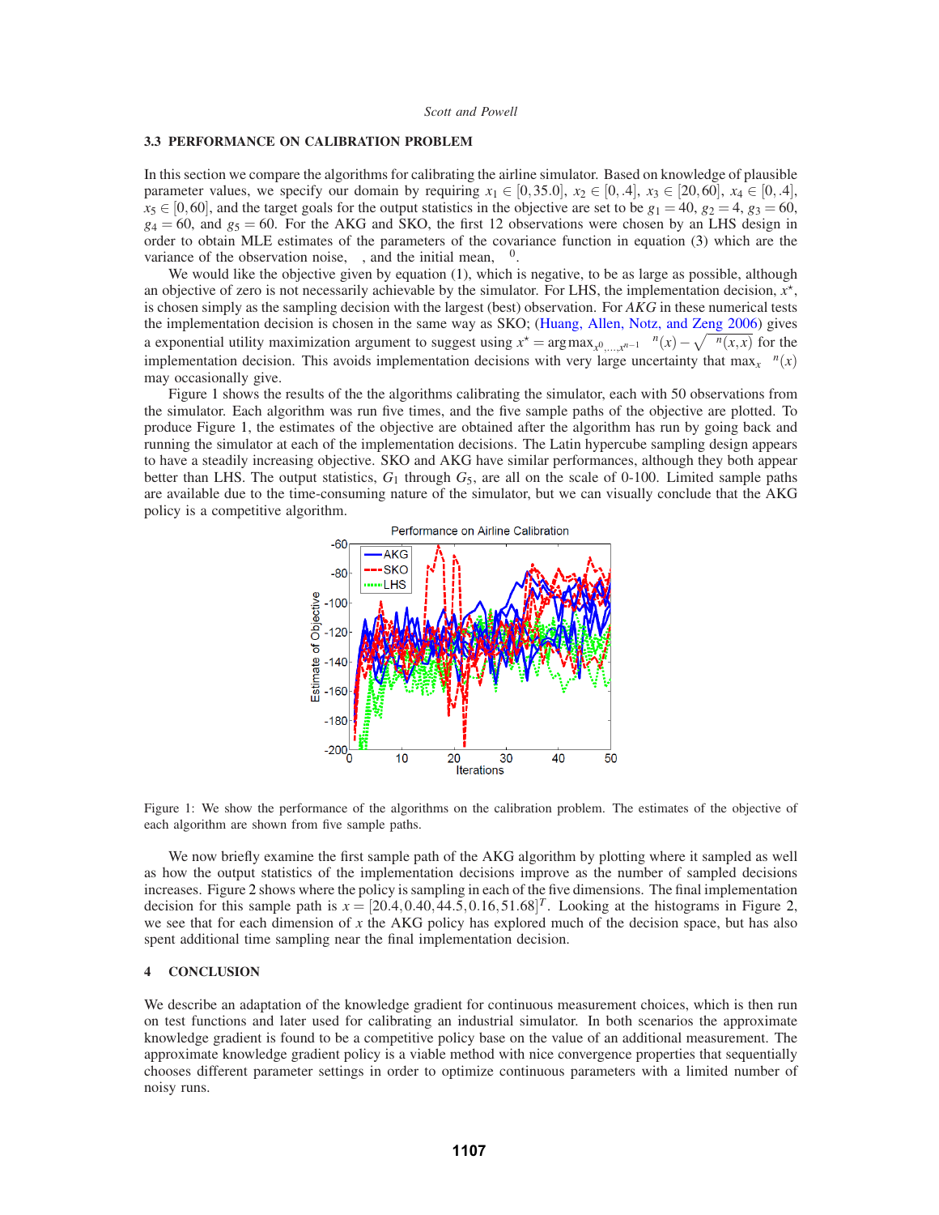### 3.3 PERFORMANCE ON CALIBRATION PROBLEM

In this section we compare the algorithms for calibrating the airline simulator. Based on knowledge of plausible parameter values, we specify our domain by requiring $x_1 \in [0, 35.0]$, $x_2 \in [0, .4]$, $x_3 \in [20, 60]$, $x_4 \in [0, .4]$, $x_5 \in [0, 60]$, and the target goals for the output statistics in the objective are set to be $g_1 = 40$, $g_2 = 4$, $g_3 = 60$, $g_4 = 60$, and $g_5 = 60$. For the AKG and SKO, the first 12 observations were chosen by an LHS design in order to obtain MLE estimates of the parameters of the covariance function in equation (3) which are the variance of the observation noise, $\lambda$, and the initial mean, $\mu^0$.

We would like the objective given by equation (1), which is negative, to be as large as possible, although an objective of zero is not necessarily achievable by the simulator. For LHS, the implementation decision, $x^{\star}$, is chosen simply as the sampling decision with the largest (best) observation. For *AKG* in these numerical tests the implementation decision is chosen in the same way as SKO; (Huang, Allen, Notz, and Zeng 2006) gives a exponential utility maximization argument to suggest using $x^{\star} = \arg\max_{x^0,\dots,x^{n-1}} \mu^n(x) - \sqrt{\Sigma^n(x,x)}$ for the implementation decision. This avoids implementation decisions with very large uncertainty that $\max_x \mu^n(x)$ may occasionally give.

Figure 1 shows the results of the the algorithms calibrating the simulator, each with 50 observations from the simulator. Each algorithm was run five times, and the five sample paths of the objective are plotted. To produce Figure 1, the estimates of the objective are obtained after the algorithm has run by going back and running the simulator at each of the implementation decisions. The Latin hypercube sampling design appears to have a steadily increasing objective. SKO and AKG have similar performances, although they both appear better than LHS. The output statistics, $G_1$ through $G_5$, are all on the scale of 0-100. Limited sample paths are available due to the time-consuming nature of the simulator, but we can visually conclude that the AKG policy is a competitive algorithm.

Figure 1: We show the performance of the algorithms on the calibration problem. The estimates of the objective of each algorithm are shown from five sample paths.

We now briefly examine the first sample path of the AKG algorithm by plotting where it sampled as well as how the output statistics of the implementation decisions improve as the number of sampled decisions increases. Figure 2 shows where the policy is sampling in each of the five dimensions. The final implementation decision for this sample path is $x = [20.4, 0.40, 44.5, 0.16, 51.68]^T$. Looking at the histograms in Figure 2, we see that for each dimension of $x$ the AKG policy has explored much of the decision space, but has also spent additional time sampling near the final implementation decision.

## 4 CONCLUSION

We describe an adaptation of the knowledge gradient for continuous measurement choices, which is then run on test functions and later used for calibrating an industrial simulator. In both scenarios the approximate knowledge gradient is found to be a competitive policy base on the value of an additional measurement. The approximate knowledge gradient policy is a viable method with nice convergence properties that sequentially chooses different parameter settings in order to optimize continuous parameters with a limited number of noisy runs.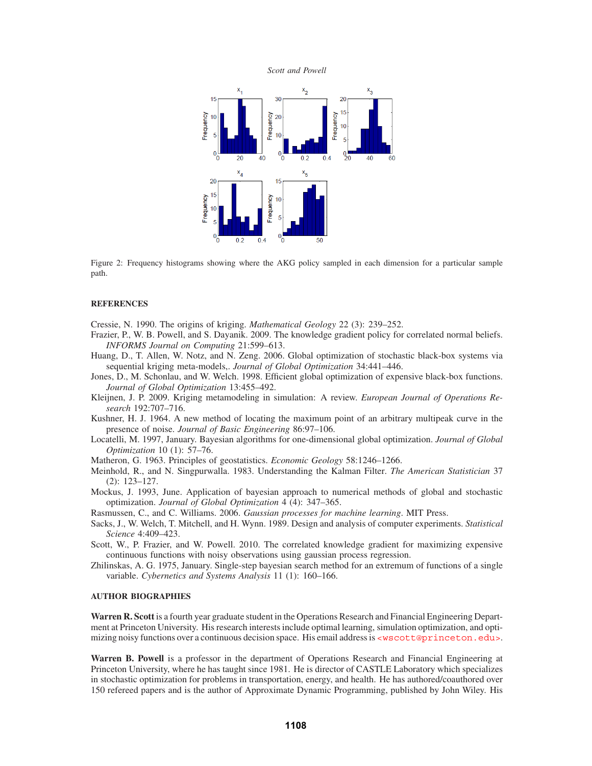Figure 2: Frequency histograms showing where the AKG policy sampled in each dimension for a particular sample path.

## REFERENCES

Cressie, N. 1990. The origins of kriging. *Mathematical Geology* 22 (3): 239–252.

Frazier, P., W. B. Powell, and S. Dayanik. 2009. The knowledge gradient policy for correlated normal beliefs. *INFORMS Journal on Computing* 21:599–613.

Huang, D., T. Allen, W. Notz, and N. Zeng. 2006. Global optimization of stochastic black-box systems via sequential kriging meta-models,. *Journal of Global Optimization* 34:441–446.

Jones, D., M. Schonlau, and W. Welch. 1998. Efficient global optimization of expensive black-box functions. *Journal of Global Optimization* 13:455–492.

Kleijnen, J. P. 2009. Kriging metamodeling in simulation: A review. *European Journal of Operations Research* 192:707–716.

Kushner, H. J. 1964. A new method of locating the maximum point of an arbitrary multipeak curve in the presence of noise. *Journal of Basic Engineering* 86:97–106.

Locatelli, M. 1997, January. Bayesian algorithms for one-dimensional global optimization. *Journal of Global Optimization* 10 (1): 57–76.

Matheron, G. 1963. Principles of geostatistics. *Economic Geology* 58:1246–1266.

Meinhold, R., and N. Singpurwalla. 1983. Understanding the Kalman Filter. *The American Statistician* 37 (2): 123–127.

Mockus, J. 1993, June. Application of bayesian approach to numerical methods of global and stochastic optimization. *Journal of Global Optimization* 4 (4): 347–365.

Rasmussen, C., and C. Williams. 2006. *Gaussian processes for machine learning*. MIT Press.

Sacks, J., W. Welch, T. Mitchell, and H. Wynn. 1989. Design and analysis of computer experiments. *Statistical Science* 4:409–423.

Scott, W., P. Frazier, and W. Powell. 2010. The correlated knowledge gradient for maximizing expensive continuous functions with noisy observations using gaussian process regression.

Zhilinskas, A. G. 1975, January. Single-step bayesian search method for an extremum of functions of a single variable. *Cybernetics and Systems Analysis* 11 (1): 160–166.

## AUTHOR BIOGRAPHIES

**Warren R. Scott** is a fourth year graduate student in the Operations Research and Financial Engineering Department at Princeton University. His research interests include optimal learning, simulation optimization, and optimizing noisy functions over a continuous decision space. His email address is <wscott@princeton.edu>.

**Warren B. Powell** is a professor in the department of Operations Research and Financial Engineering at Princeton University, where he has taught since 1981. He is director of CASTLE Laboratory which specializes in stochastic optimization for problems in transportation, energy, and health. He has authored/coauthored over 150 refereed papers and is the author of Approximate Dynamic Programming, published by John Wiley. His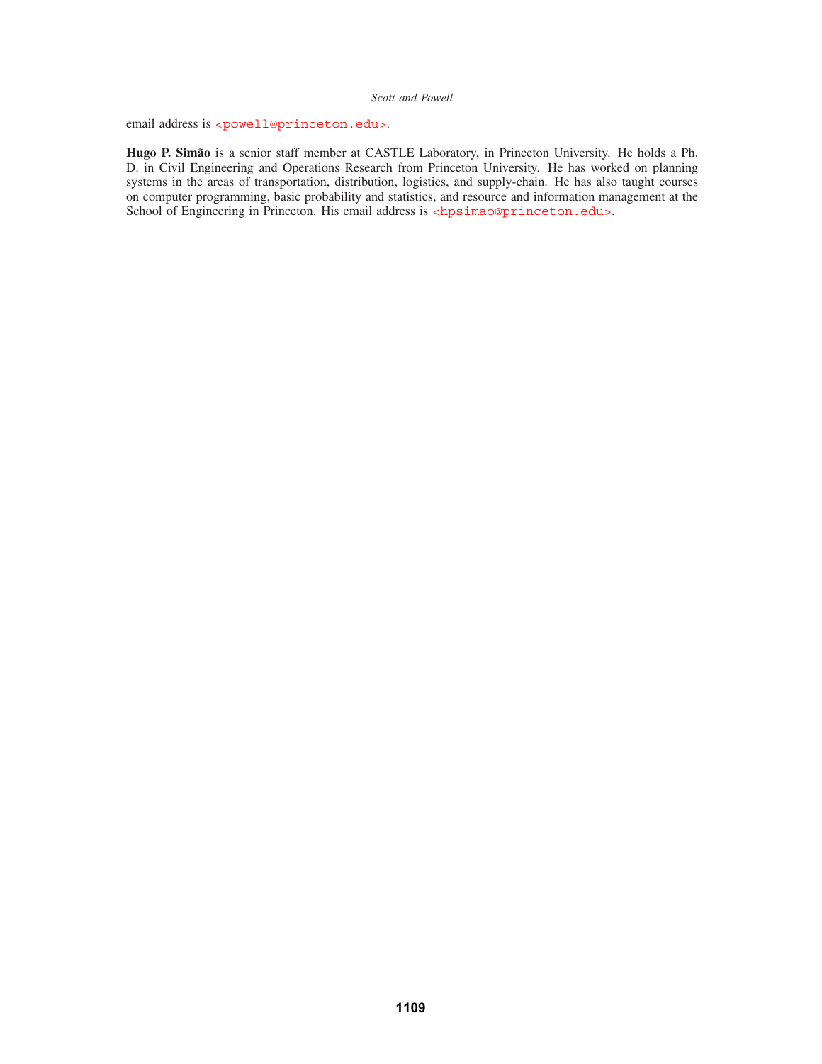email address is <powell@princeton.edu>.

**Hugo P. Simão** is a senior staff member at CASTLE Laboratory, in Princeton University. He holds a Ph. D. in Civil Engineering and Operations Research from Princeton University. He has worked on planning systems in the areas of transportation, distribution, logistics, and supply-chain. He has also taught courses on computer programming, basic probability and statistics, and resource and information management at the School of Engineering in Princeton. His email address is <hpsimao@princeton.edu>.